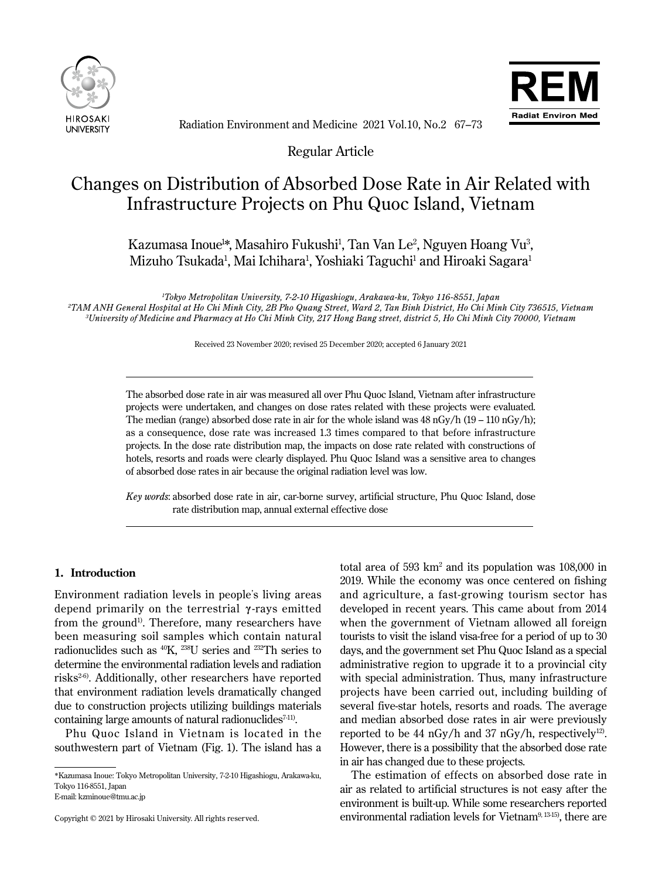Regular Article

# Changes on Distribution of Absorbed Dose Rate in Air Related with Infrastructure Projects on Phu Quoc Island, Vietnam

Kazumasa Inoue[1*], Masahiro Fukushi[1], Tan Van Le[2], Nguyen Hoang Vu[3], Mizuho Tsukada[1], Mai Ichihara[1], Yoshiaki Taguchi[1] and Hiroaki Sagara[1]

*[1]Tokyo Metropolitan University, 7-2-10 Higashiogu, Arakawa-ku, Tokyo 116-8551, Japan*
*[2]TAM ANH General Hospital at Ho Chi Minh City, 2B Pho Quang Street, Ward 2, Tan Binh District, Ho Chi Minh City 736515, Vietnam*
*[3]University of Medicine and Pharmacy at Ho Chi Minh City, 217 Hong Bang street, district 5, Ho Chi Minh City 70000, Vietnam*

Received 23 November 2020; revised 25 December 2020; accepted 6 January 2021

The absorbed dose rate in air was measured all over Phu Quoc Island, Vietnam after infrastructure projects were undertaken, and changes on dose rates related with these projects were evaluated. The median (range) absorbed dose rate in air for the whole island was 48 nGy/h (19 – 110 nGy/h); as a consequence, dose rate was increased 1.3 times compared to that before infrastructure projects. In the dose rate distribution map, the impacts on dose rate related with constructions of hotels, resorts and roads were clearly displayed. Phu Quoc Island was a sensitive area to changes of absorbed dose rates in air because the original radiation level was low.

*Key words*: absorbed dose rate in air, car-borne survey, artificial structure, Phu Quoc Island, dose rate distribution map, annual external effective dose

## 1. Introduction

Environment radiation levels in people's living areas depend primarily on the terrestrial γ-rays emitted from the ground[1]. Therefore, many researchers have been measuring soil samples which contain natural radionuclides such as $^{40}$K, $^{238}$U series and $^{232}$Th series to determine the environmental radiation levels and radiation risks[2-6]. Additionally, other researchers have reported that environment radiation levels dramatically changed due to construction projects utilizing buildings materials containing large amounts of natural radionuclides[7-11].

Phu Quoc Island in Vietnam is located in the southwestern part of Vietnam (Fig. 1). The island has a total area of 593 km$^2$ and its population was 108,000 in 2019. While the economy was once centered on fishing and agriculture, a fast-growing tourism sector has developed in recent years. This came about from 2014 when the government of Vietnam allowed all foreign tourists to visit the island visa-free for a period of up to 30 days, and the government set Phu Quoc Island as a special administrative region to upgrade it to a provincial city with special administration. Thus, many infrastructure projects have been carried out, including building of several five-star hotels, resorts and roads. The average and median absorbed dose rates in air were previously reported to be 44 nGy/h and 37 nGy/h, respectively[12]. However, there is a possibility that the absorbed dose rate in air has changed due to these projects.

The estimation of effects on absorbed dose rate in air as related to artificial structures is not easy after the environment is built-up. While some researchers reported environmental radiation levels for Vietnam[9, 13-15], there are

*Kazumasa Inoue: Tokyo Metropolitan University, 7-2-10 Higashiogu, Arakawa-ku, Tokyo 116-8551, Japan
E-mail: kzminoue@tmu.ac.jp

Copyright © 2021 by Hirosaki University. All rights reserved.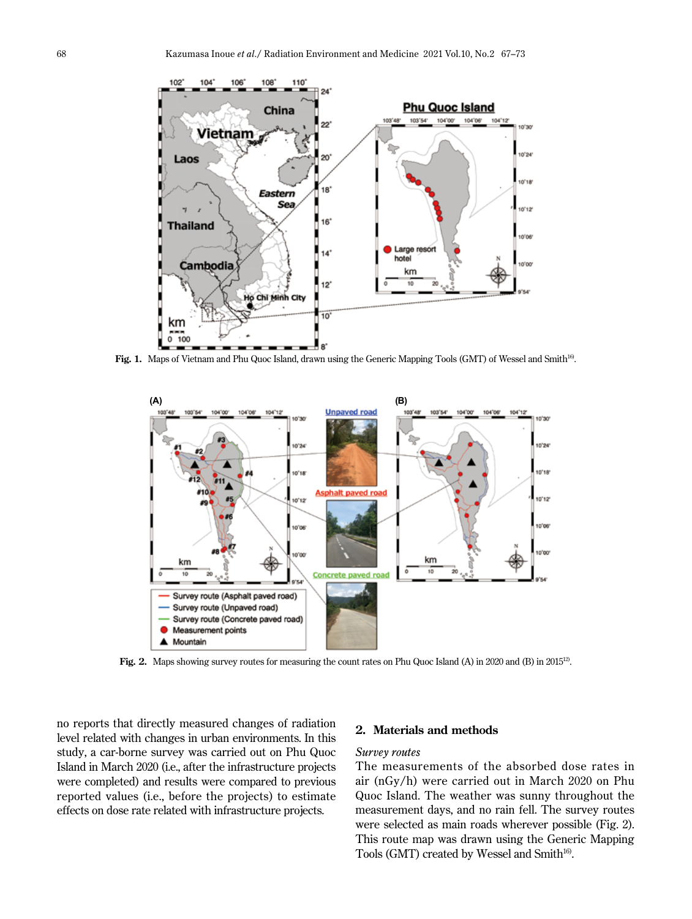Fig. 1. Maps of Vietnam and Phu Quoc Island, drawn using the Generic Mapping Tools (GMT) of Wessel and Smith[16].

Fig. 2. Maps showing survey routes for measuring the count rates on Phu Quoc Island (A) in 2020 and (B) in 2015[12].

no reports that directly measured changes of radiation level related with changes in urban environments. In this study, a car-borne survey was carried out on Phu Quoc Island in March 2020 (i.e., after the infrastructure projects were completed) and results were compared to previous reported values (i.e., before the projects) to estimate effects on dose rate related with infrastructure projects.

## 2. Materials and methods

*Survey routes*

The measurements of the absorbed dose rates in air (nGy/h) were carried out in March 2020 on Phu Quoc Island. The weather was sunny throughout the measurement days, and no rain fell. The survey routes were selected as main roads wherever possible (Fig. 2). This route map was drawn using the Generic Mapping Tools (GMT) created by Wessel and Smith[16].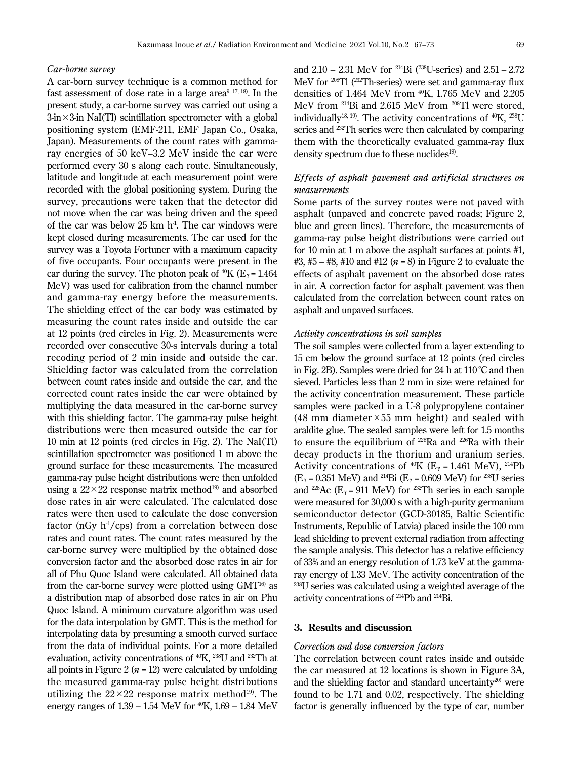### *Car-borne survey*

A car-born survey technique is a common method for fast assessment of dose rate in a large area[9, 17, 18]. In the present study, a car-borne survey was carried out using a 3-in×3-in NaI(Tl) scintillation spectrometer with a global positioning system (EMF-211, EMF Japan Co., Osaka, Japan). Measurements of the count rates with gamma-ray energies of 50 keV–3.2 MeV inside the car were performed every 30 s along each route. Simultaneously, latitude and longitude at each measurement point were recorded with the global positioning system. During the survey, precautions were taken that the detector did not move when the car was being driven and the speed of the car was below 25 km $h^{-1}$. The car windows were kept closed during measurements. The car used for the survey was a Toyota Fortuner with a maximum capacity of five occupants. Four occupants were present in the car during the survey. The photon peak of $^{40}$K ($E_\gamma$ = 1.464 MeV) was used for calibration from the channel number and gamma-ray energy before the measurements. The shielding effect of the car body was estimated by measuring the count rates inside and outside the car at 12 points (red circles in Fig. 2). Measurements were recorded over consecutive 30-s intervals during a total recoding period of 2 min inside and outside the car. Shielding factor was calculated from the correlation between count rates inside and outside the car, and the corrected count rates inside the car were obtained by multiplying the data measured in the car-borne survey with this shielding factor. The gamma-ray pulse height distributions were then measured outside the car for 10 min at 12 points (red circles in Fig. 2). The NaI(Tl) scintillation spectrometer was positioned 1 m above the ground surface for these measurements. The measured gamma-ray pulse height distributions were then unfolded using a 22×22 response matrix method[19] and absorbed dose rates in air were calculated. The calculated dose rates were then used to calculate the dose conversion factor (nGy $h^{-1}$/cps) from a correlation between dose rates and count rates. The count rates measured by the car-borne survey were multiplied by the obtained dose conversion factor and the absorbed dose rates in air for all of Phu Quoc Island were calculated. All obtained data from the car-borne survey were plotted using GMT[16] as a distribution map of absorbed dose rates in air on Phu Quoc Island. A minimum curvature algorithm was used for the data interpolation by GMT. This is the method for interpolating data by presuming a smooth curved surface from the data of individual points. For a more detailed evaluation, activity concentrations of $^{40}$K, $^{238}$U and $^{232}$Th at all points in Figure 2 ($n$ = 12) were calculated by unfolding the measured gamma-ray pulse height distributions utilizing the 22×22 response matrix method[19]. The energy ranges of 1.39 – 1.54 MeV for $^{40}$K, 1.69 – 1.84 MeV and 2.10 – 2.31 MeV for $^{214}$Bi ($^{238}$U-series) and 2.51 – 2.72 MeV for $^{208}$Tl ($^{232}$Th-series) were set and gamma-ray flux densities of 1.464 MeV from $^{40}$K, 1.765 MeV and 2.205 MeV from $^{214}$Bi and 2.615 MeV from $^{208}$Tl were stored, individually[18, 19]. The activity concentrations of $^{40}$K, $^{238}$U series and $^{232}$Th series were then calculated by comparing them with the theoretically evaluated gamma-ray flux density spectrum due to these nuclides[19].

### *Effects of asphalt pavement and artificial structures on measurements*

Some parts of the survey routes were not paved with asphalt (unpaved and concrete paved roads; Figure 2, blue and green lines). Therefore, the measurements of gamma-ray pulse height distributions were carried out for 10 min at 1 m above the asphalt surfaces at points #1, #3, #5 – #8, #10 and #12 ($n$ = 8) in Figure 2 to evaluate the effects of asphalt pavement on the absorbed dose rates in air. A correction factor for asphalt pavement was then calculated from the correlation between count rates on asphalt and unpaved surfaces.

### *Activity concentrations in soil samples*

The soil samples were collected from a layer extending to 15 cm below the ground surface at 12 points (red circles in Fig. 2B). Samples were dried for 24 h at 110 °C and then sieved. Particles less than 2 mm in size were retained for the activity concentration measurement. These particle samples were packed in a U-8 polypropylene container (48 mm diameter×55 mm height) and sealed with araldite glue. The sealed samples were left for 1.5 months to ensure the equilibrium of $^{228}$Ra and $^{226}$Ra with their decay products in the thorium and uranium series. Activity concentrations of $^{40}$K ($E_\gamma$ = 1.461 MeV), $^{214}$Pb ($E_\gamma$ = 0.351 MeV) and $^{214}$Bi ($E_\gamma$ = 0.609 MeV) for $^{238}$U series and $^{228}$Ac ($E_\gamma$ = 911 MeV) for $^{232}$Th series in each sample were measured for 30,000 s with a high-purity germanium semiconductor detector (GCD-30185, Baltic Scientific Instruments, Republic of Latvia) placed inside the 100 mm lead shielding to prevent external radiation from affecting the sample analysis. This detector has a relative efficiency of 33% and an energy resolution of 1.73 keV at the gamma-ray energy of 1.33 MeV. The activity concentration of the $^{238}$U series was calculated using a weighted average of the activity concentrations of $^{214}$Pb and $^{214}$Bi.

## 3. Results and discussion

### *Correction and dose conversion factors*

The correlation between count rates inside and outside the car measured at 12 locations is shown in Figure 3A, and the shielding factor and standard uncertainty[20] were found to be 1.71 and 0.02, respectively. The shielding factor is generally influenced by the type of car, number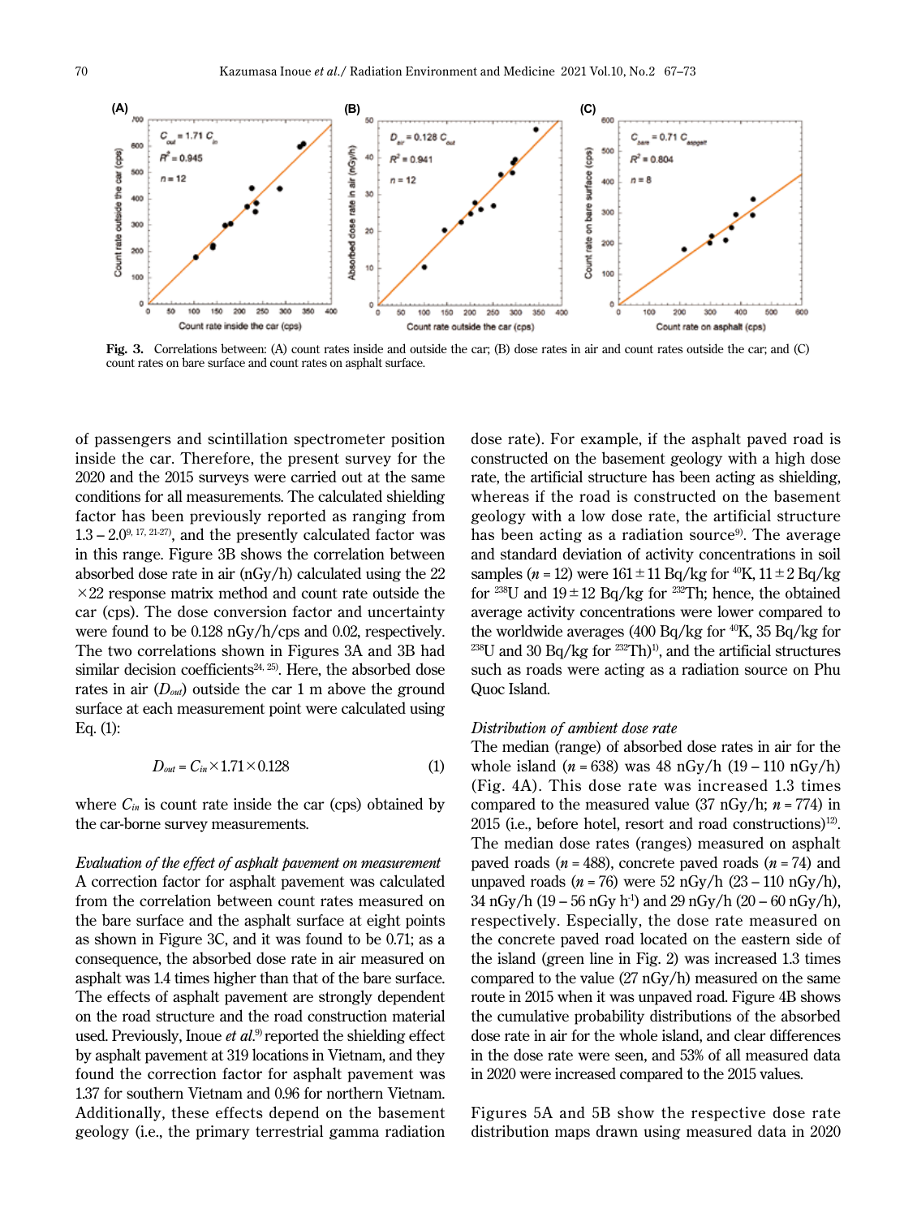Fig. 3. Correlations between: (A) count rates inside and outside the car; (B) dose rates in air and count rates outside the car; and (C) count rates on bare surface and count rates on asphalt surface.

of passengers and scintillation spectrometer position inside the car. Therefore, the present survey for the 2020 and the 2015 surveys were carried out at the same conditions for all measurements. The calculated shielding factor has been previously reported as ranging from 1.3 – 2.0[9, 17, 21-27], and the presently calculated factor was in this range. Figure 3B shows the correlation between absorbed dose rate in air (nGy/h) calculated using the 22 ×22 response matrix method and count rate outside the car (cps). The dose conversion factor and uncertainty were found to be 0.128 nGy/h/cps and 0.02, respectively. The two correlations shown in Figures 3A and 3B had similar decision coefficients[24, 25]. Here, the absorbed dose rates in air ($D_{out}$) outside the car 1 m above the ground surface at each measurement point were calculated using Eq. (1):

$$D_{out} = C_{in} \times 1.71 \times 0.128 \qquad (1)$$

where $C_{in}$ is count rate inside the car (cps) obtained by the car-borne survey measurements.

*Evaluation of the effect of asphalt pavement on measurement*

A correction factor for asphalt pavement was calculated from the correlation between count rates measured on the bare surface and the asphalt surface at eight points as shown in Figure 3C, and it was found to be 0.71; as a consequence, the absorbed dose rate in air measured on asphalt was 1.4 times higher than that of the bare surface. The effects of asphalt pavement are strongly dependent on the road structure and the road construction material used. Previously, Inoue *et al.*[9] reported the shielding effect by asphalt pavement at 319 locations in Vietnam, and they found the correction factor for asphalt pavement was 1.37 for southern Vietnam and 0.96 for northern Vietnam. Additionally, these effects depend on the basement geology (i.e., the primary terrestrial gamma radiation dose rate). For example, if the asphalt paved road is constructed on the basement geology with a high dose rate, the artificial structure has been acting as shielding, whereas if the road is constructed on the basement geology with a low dose rate, the artificial structure has been acting as a radiation source[9]. The average and standard deviation of activity concentrations in soil samples ($n$ = 12) were 161 ± 11 Bq/kg for $^{40}$K, 11 ± 2 Bq/kg for $^{238}$U and 19 ± 12 Bq/kg for $^{232}$Th; hence, the obtained average activity concentrations were lower compared to the worldwide averages (400 Bq/kg for $^{40}$K, 35 Bq/kg for $^{238}$U and 30 Bq/kg for $^{232}$Th)[1], and the artificial structures such as roads were acting as a radiation source on Phu Quoc Island.

*Distribution of ambient dose rate*

The median (range) of absorbed dose rates in air for the whole island ($n$ = 638) was 48 nGy/h (19 – 110 nGy/h) (Fig. 4A). This dose rate was increased 1.3 times compared to the measured value (37 nGy/h; $n$ = 774) in 2015 (i.e., before hotel, resort and road constructions)[12]. The median dose rates (ranges) measured on asphalt paved roads ($n$ = 488), concrete paved roads ($n$ = 74) and unpaved roads ($n$ = 76) were 52 nGy/h (23 – 110 nGy/h), 34 nGy/h (19 – 56 nGy h$^{-1}$) and 29 nGy/h (20 – 60 nGy/h), respectively. Especially, the dose rate measured on the concrete paved road located on the eastern side of the island (green line in Fig. 2) was increased 1.3 times compared to the value (27 nGy/h) measured on the same route in 2015 when it was unpaved road. Figure 4B shows the cumulative probability distributions of the absorbed dose rate in air for the whole island, and clear differences in the dose rate were seen, and 53% of all measured data in 2020 were increased compared to the 2015 values.

Figures 5A and 5B show the respective dose rate distribution maps drawn using measured data in 2020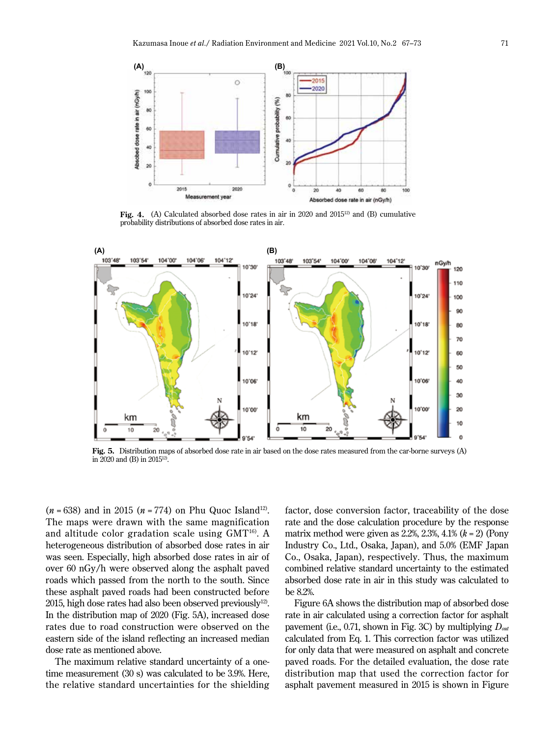Fig. 4. (A) Calculated absorbed dose rates in air in 2020 and 2015[12] and (B) cumulative probability distributions of absorbed dose rates in air.

Fig. 5. Distribution maps of absorbed dose rate in air based on the dose rates measured from the car-borne surveys (A) in 2020 and (B) in 2015[12].

($n$ = 638) and in 2015 ($n$ = 774) on Phu Quoc Island[12]. The maps were drawn with the same magnification and altitude color gradation scale using GMT[16]. A heterogeneous distribution of absorbed dose rates in air was seen. Especially, high absorbed dose rates in air of over 60 nGy/h were observed along the asphalt paved roads which passed from the north to the south. Since these asphalt paved roads had been constructed before 2015, high dose rates had also been observed previously[12]. In the distribution map of 2020 (Fig. 5A), increased dose rates due to road construction were observed on the eastern side of the island reflecting an increased median dose rate as mentioned above.

The maximum relative standard uncertainty of a one-time measurement (30 s) was calculated to be 3.9%. Here, the relative standard uncertainties for the shielding factor, dose conversion factor, traceability of the dose rate and the dose calculation procedure by the response matrix method were given as 2.2%, 2.3%, 4.1% ($k$ = 2) (Pony Industry Co., Ltd., Osaka, Japan), and 5.0% (EMF Japan Co., Osaka, Japan), respectively. Thus, the maximum combined relative standard uncertainty to the estimated absorbed dose rate in air in this study was calculated to be 8.2%.

Figure 6A shows the distribution map of absorbed dose rate in air calculated using a correction factor for asphalt pavement (i.e., 0.71, shown in Fig. 3C) by multiplying $D_{out}$ calculated from Eq. 1. This correction factor was utilized for only data that were measured on asphalt and concrete paved roads. For the detailed evaluation, the dose rate distribution map that used the correction factor for asphalt pavement measured in 2015 is shown in Figure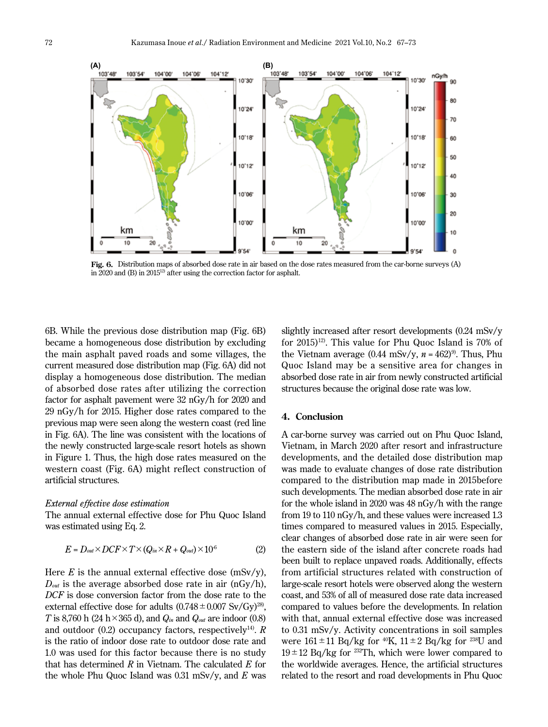**Fig. 6.** Distribution maps of absorbed dose rate in air based on the dose rates measured from the car-borne surveys (A) in 2020 and (B) in 2015[12] after using the correction factor for asphalt.

6B. While the previous dose distribution map (Fig. 6B) became a homogeneous dose distribution by excluding the main asphalt paved roads and some villages, the current measured dose distribution map (Fig. 6A) did not display a homogeneous dose distribution. The median of absorbed dose rates after utilizing the correction factor for asphalt pavement were 32 nGy/h for 2020 and 29 nGy/h for 2015. Higher dose rates compared to the previous map were seen along the western coast (red line in Fig. 6A). The line was consistent with the locations of the newly constructed large-scale resort hotels as shown in Figure 1. Thus, the high dose rates measured on the western coast (Fig. 6A) might reflect construction of artificial structures.

*External effective dose estimation*

The annual external effective dose for Phu Quoc Island was estimated using Eq. 2.

$$E = D_{out} \times DCF \times T \times (Q_{in} \times R + Q_{out}) \times 10^{-6} \quad (2)$$

Here $E$ is the annual external effective dose (mSv/y), $D_{out}$ is the average absorbed dose rate in air (nGy/h), $DCF$ is dose conversion factor from the dose rate to the external effective dose for adults (0.748 ± 0.007 Sv/Gy)[28], $T$ is 8,760 h (24 h × 365 d), and $Q_{in}$ and $Q_{out}$ are indoor (0.8) and outdoor (0.2) occupancy factors, respectively[14]. $R$ is the ratio of indoor dose rate to outdoor dose rate and 1.0 was used for this factor because there is no study that has determined $R$ in Vietnam. The calculated $E$ for the whole Phu Quoc Island was 0.31 mSv/y, and $E$ was slightly increased after resort developments (0.24 mSv/y for 2015)[12]. This value for Phu Quoc Island is 70% of the Vietnam average (0.44 mSv/y, $n = 462$)[9]. Thus, Phu Quoc Island may be a sensitive area for changes in absorbed dose rate in air from newly constructed artificial structures because the original dose rate was low.

## 4. Conclusion

A car-borne survey was carried out on Phu Quoc Island, Vietnam, in March 2020 after resort and infrastructure developments, and the detailed dose distribution map was made to evaluate changes of dose rate distribution compared to the distribution map made in 2015before such developments. The median absorbed dose rate in air for the whole island in 2020 was 48 nGy/h with the range from 19 to 110 nGy/h, and these values were increased 1.3 times compared to measured values in 2015. Especially, clear changes of absorbed dose rate in air were seen for the eastern side of the island after concrete roads had been built to replace unpaved roads. Additionally, effects from artificial structures related with construction of large-scale resort hotels were observed along the western coast, and 53% of all of measured dose rate data increased compared to values before the developments. In relation with that, annual external effective dose was increased to 0.31 mSv/y. Activity concentrations in soil samples were 161 ± 11 Bq/kg for $^{40}$K, 11 ± 2 Bq/kg for $^{238}$U and 19 ± 12 Bq/kg for $^{232}$Th, which were lower compared to the worldwide averages. Hence, the artificial structures related to the resort and road developments in Phu Quoc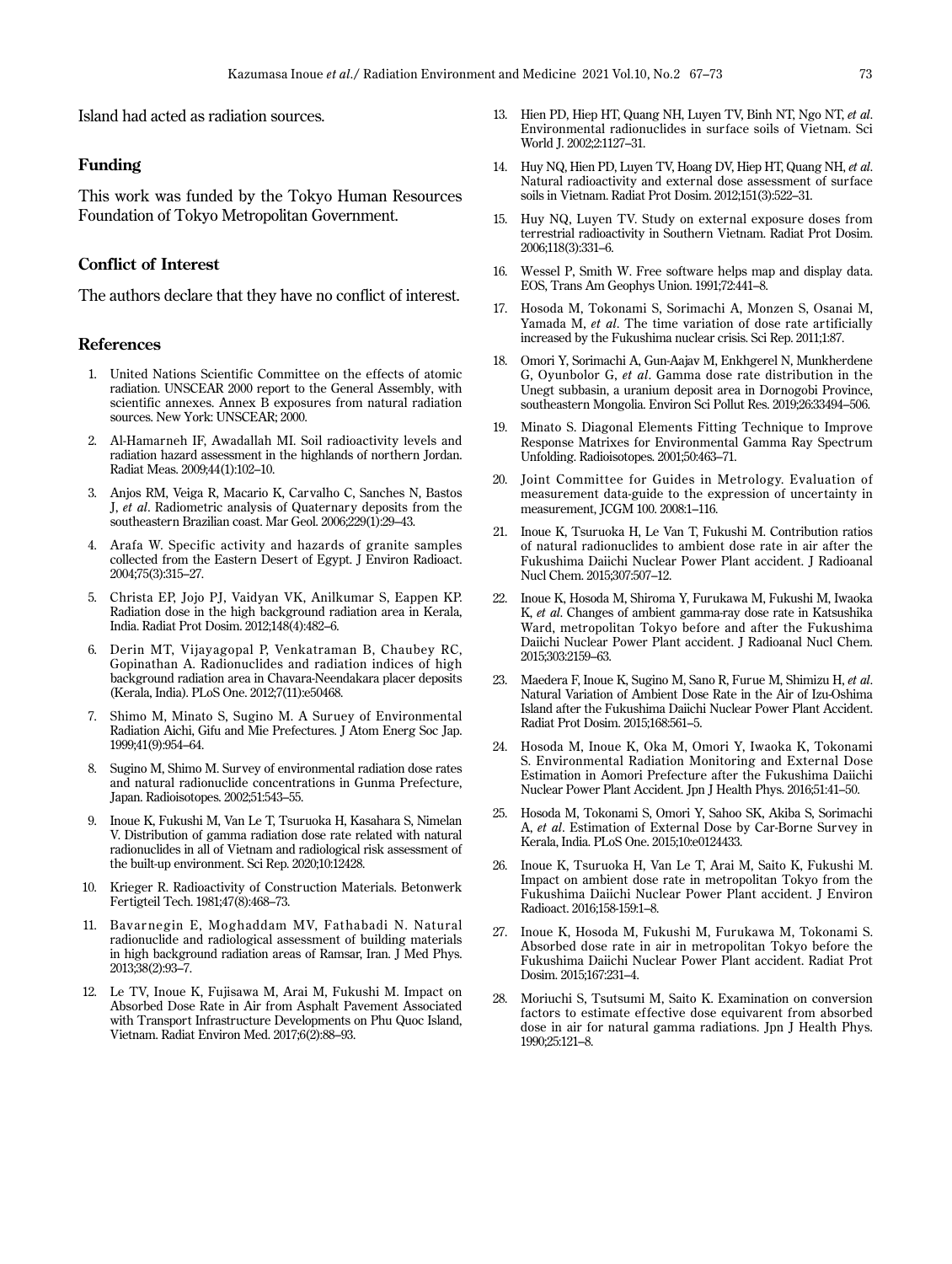Island had acted as radiation sources.

## Funding

This work was funded by the Tokyo Human Resources Foundation of Tokyo Metropolitan Government.

## Conflict of Interest

The authors declare that they have no conflict of interest.

## References

1. United Nations Scientific Committee on the effects of atomic radiation. UNSCEAR 2000 report to the General Assembly, with scientific annexes. Annex B exposures from natural radiation sources. New York: UNSCEAR; 2000.
2. Al-Hamarneh IF, Awadallah MI. Soil radioactivity levels and radiation hazard assessment in the highlands of northern Jordan. Radiat Meas. 2009;44(1):102–10.
3. Anjos RM, Veiga R, Macario K, Carvalho C, Sanches N, Bastos J, *et al*. Radiometric analysis of Quaternary deposits from the southeastern Brazilian coast. Mar Geol. 2006;229(1):29–43.
4. Arafa W. Specific activity and hazards of granite samples collected from the Eastern Desert of Egypt. J Environ Radioact. 2004;75(3):315–27.
5. Christa EP, Jojo PJ, Vaidyan VK, Anilkumar S, Eappen KP. Radiation dose in the high background radiation area in Kerala, India. Radiat Prot Dosim. 2012;148(4):482–6.
6. Derin MT, Vijayagopal P, Venkatraman B, Chaubey RC, Gopinathan A. Radionuclides and radiation indices of high background radiation area in Chavara-Neendakara placer deposits (Kerala, India). PLoS One. 2012;7(11):e50468.
7. Shimo M, Minato S, Sugino M. A Suruey of Environmental Radiation Aichi, Gifu and Mie Prefectures. J Atom Energ Soc Jap. 1999;41(9):954–64.
8. Sugino M, Shimo M. Survey of environmental radiation dose rates and natural radionuclide concentrations in Gunma Prefecture, Japan. Radioisotopes. 2002;51:543–55.
9. Inoue K, Fukushi M, Van Le T, Tsuruoka H, Kasahara S, Nimelan V. Distribution of gamma radiation dose rate related with natural radionuclides in all of Vietnam and radiological risk assessment of the built-up environment. Sci Rep. 2020;10:12428.
10. Krieger R. Radioactivity of Construction Materials. Betonwerk Fertigteil Tech. 1981;47(8):468–73.
11. Bavarnegin E, Moghaddam MV, Fathabadi N. Natural radionuclide and radiological assessment of building materials in high background radiation areas of Ramsar, Iran. J Med Phys. 2013;38(2):93–7.
12. Le TV, Inoue K, Fujisawa M, Arai M, Fukushi M. Impact on Absorbed Dose Rate in Air from Asphalt Pavement Associated with Transport Infrastructure Developments on Phu Quoc Island, Vietnam. Radiat Environ Med. 2017;6(2):88–93.
13. Hien PD, Hiep HT, Quang NH, Luyen TV, Binh NT, Ngo NT, *et al*. Environmental radionuclides in surface soils of Vietnam. Sci World J. 2002;2:1127–31.
14. Huy NQ, Hien PD, Luyen TV, Hoang DV, Hiep HT, Quang NH, *et al*. Natural radioactivity and external dose assessment of surface soils in Vietnam. Radiat Prot Dosim. 2012;151(3):522–31.
15. Huy NQ, Luyen TV. Study on external exposure doses from terrestrial radioactivity in Southern Vietnam. Radiat Prot Dosim. 2006;118(3):331–6.
16. Wessel P, Smith W. Free software helps map and display data. EOS, Trans Am Geophys Union. 1991;72:441–8.
17. Hosoda M, Tokonami S, Sorimachi A, Monzen S, Osanai M, Yamada M, *et al*. The time variation of dose rate artificially increased by the Fukushima nuclear crisis. Sci Rep. 2011;1:87.
18. Omori Y, Sorimachi A, Gun-Aajav M, Enkhgerel N, Munkherdene G, Oyunbolor G, *et al*. Gamma dose rate distribution in the Unegt subbasin, a uranium deposit area in Dornogobi Province, southeastern Mongolia. Environ Sci Pollut Res. 2019;26:33494–506.
19. Minato S. Diagonal Elements Fitting Technique to Improve Response Matrixes for Environmental Gamma Ray Spectrum Unfolding. Radioisotopes. 2001;50:463–71.
20. Joint Committee for Guides in Metrology. Evaluation of measurement data-guide to the expression of uncertainty in measurement, JCGM 100. 2008:1–116.
21. Inoue K, Tsuruoka H, Le Van T, Fukushi M. Contribution ratios of natural radionuclides to ambient dose rate in air after the Fukushima Daiichi Nuclear Power Plant accident. J Radioanal Nucl Chem. 2015;307:507–12.
22. Inoue K, Hosoda M, Shiroma Y, Furukawa M, Fukushi M, Iwaoka K, *et al*. Changes of ambient gamma-ray dose rate in Katsushika Ward, metropolitan Tokyo before and after the Fukushima Daiichi Nuclear Power Plant accident. J Radioanal Nucl Chem. 2015;303:2159–63.
23. Maedera F, Inoue K, Sugino M, Sano R, Furue M, Shimizu H, *et al*. Natural Variation of Ambient Dose Rate in the Air of Izu-Oshima Island after the Fukushima Daiichi Nuclear Power Plant Accident. Radiat Prot Dosim. 2015;168:561–5.
24. Hosoda M, Inoue K, Oka M, Omori Y, Iwaoka K, Tokonami S. Environmental Radiation Monitoring and External Dose Estimation in Aomori Prefecture after the Fukushima Daiichi Nuclear Power Plant Accident. Jpn J Health Phys. 2016;51:41–50.
25. Hosoda M, Tokonami S, Omori Y, Sahoo SK, Akiba S, Sorimachi A, *et al*. Estimation of External Dose by Car-Borne Survey in Kerala, India. PLoS One. 2015;10:e0124433.
26. Inoue K, Tsuruoka H, Van Le T, Arai M, Saito K, Fukushi M. Impact on ambient dose rate in metropolitan Tokyo from the Fukushima Daiichi Nuclear Power Plant accident. J Environ Radioact. 2016;158-159:1–8.
27. Inoue K, Hosoda M, Fukushi M, Furukawa M, Tokonami S. Absorbed dose rate in air in metropolitan Tokyo before the Fukushima Daiichi Nuclear Power Plant accident. Radiat Prot Dosim. 2015;167:231–4.
28. Moriuchi S, Tsutsumi M, Saito K. Examination on conversion factors to estimate effective dose equivarent from absorbed dose in air for natural gamma radiations. Jpn J Health Phys. 1990;25:121–8.